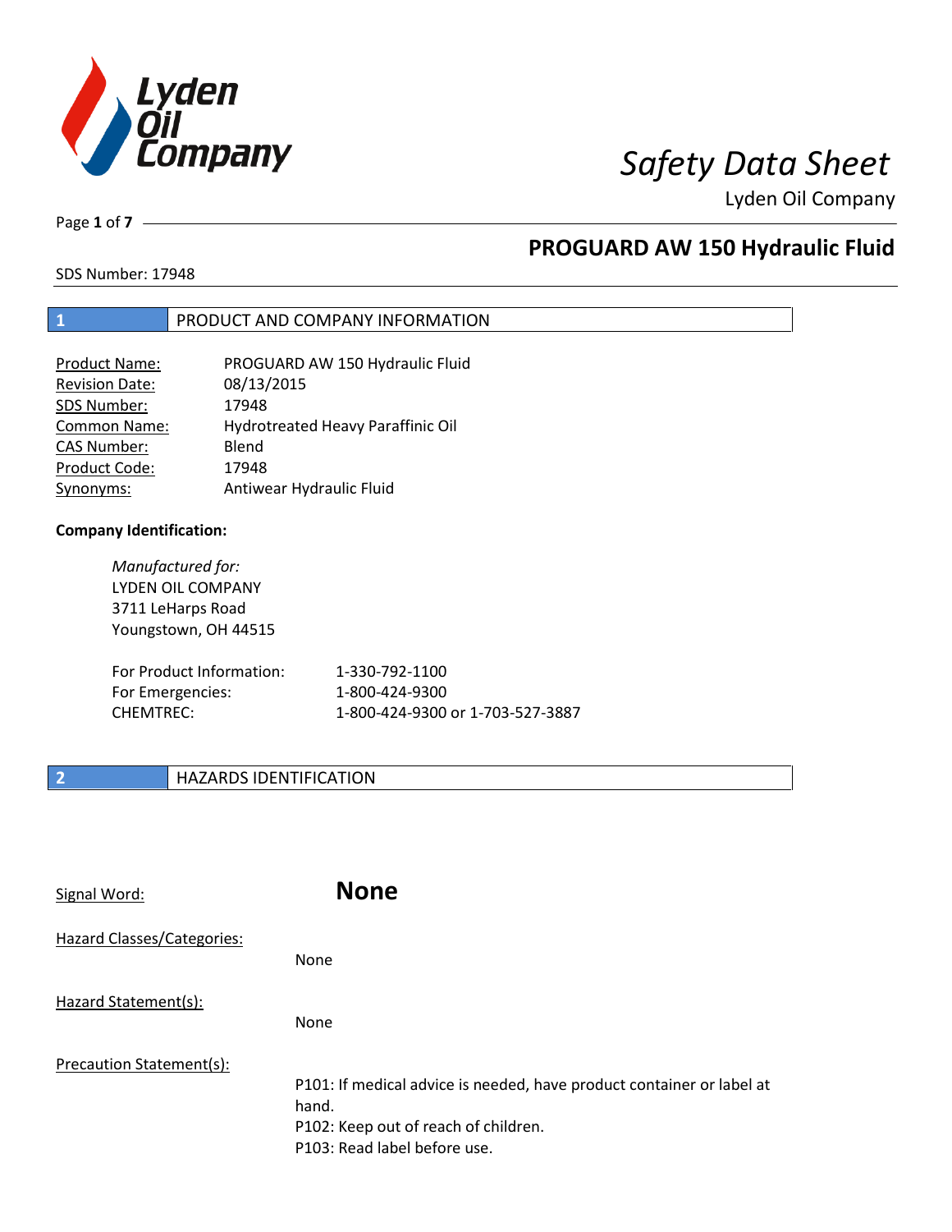# Safety Data Sheet

Lyden Oil Company

## PROGUARD AW 150 Hydraulic Fluid

SDS Number: 17948

## 1 PRODUCT AND COMPANY INFORMATION

| | |
|---|---|
| Product Name: | PROGUARD AW 150 Hydraulic Fluid |
| Revision Date: | 08/13/2015 |
| SDS Number: | 17948 |
| Common Name: | Hydrotreated Heavy Paraffinic Oil |
| CAS Number: | Blend |
| Product Code: | 17948 |
| Synonyms: | Antiwear Hydraulic Fluid |

**Company Identification:**

*Manufactured for:*
LYDEN OIL COMPANY
3711 LeHarps Road
Youngstown, OH 44515

| | |
|---|---|
| For Product Information: | 1-330-792-1100 |
| For Emergencies: | 1-800-424-9300 |
| CHEMTREC: | 1-800-424-9300 or 1-703-527-3887 |

## 2 HAZARDS IDENTIFICATION

Signal Word: **None**

Hazard Classes/Categories:

None

Hazard Statement(s):

None

Precaution Statement(s):

P101: If medical advice is needed, have product container or label at hand.
P102: Keep out of reach of children.
P103: Read label before use.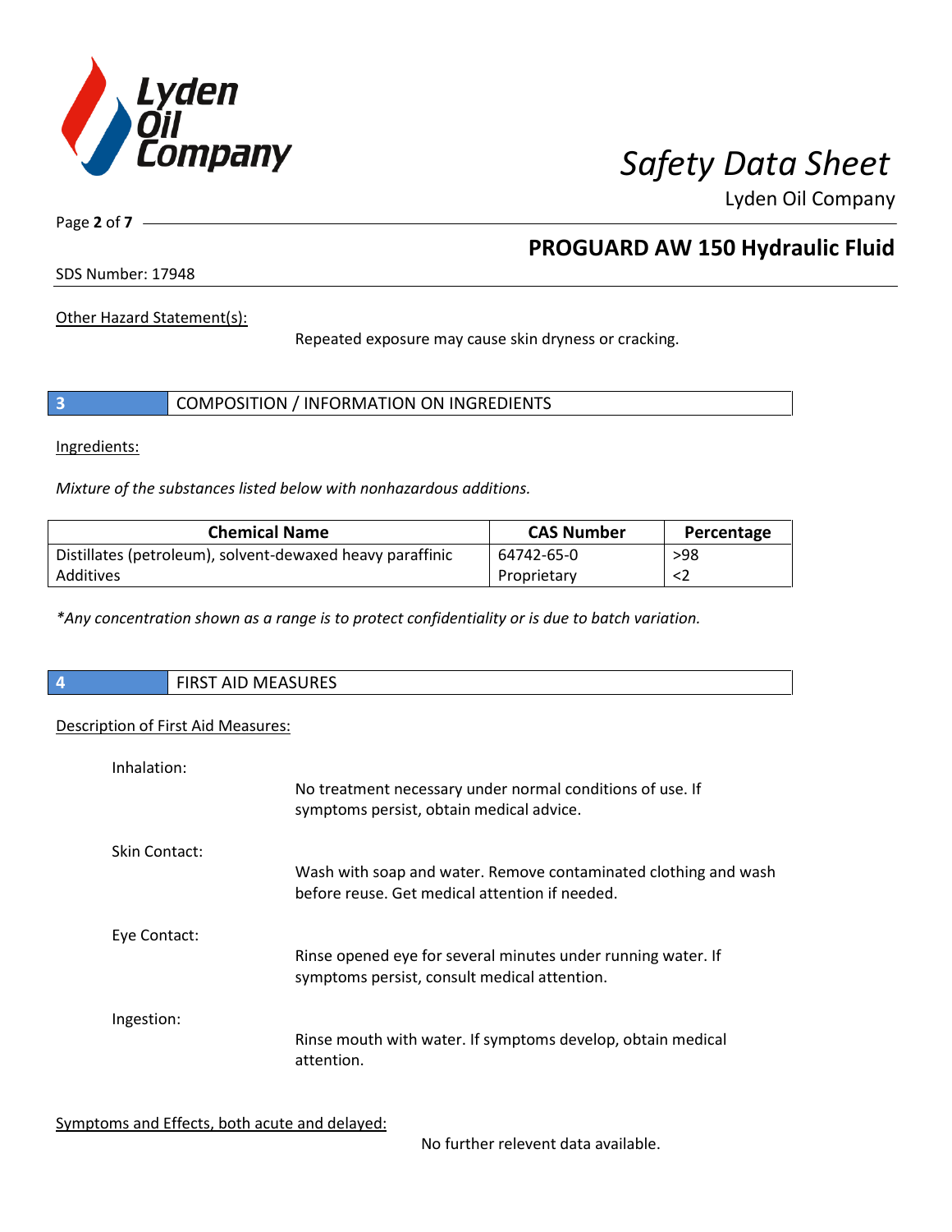Other Hazard Statement(s):

Repeated exposure may cause skin dryness or cracking.

## 3 COMPOSITION / INFORMATION ON INGREDIENTS

Ingredients:

*Mixture of the substances listed below with nonhazardous additions.*

| Chemical Name | CAS Number | Percentage |
|---|---|---|
| Distillates (petroleum), solvent-dewaxed heavy paraffinic | 64742-65-0 | >98 |
| Additives | Proprietary | <2 |

*\*Any concentration shown as a range is to protect confidentiality or is due to batch variation.*

## 4 FIRST AID MEASURES

Description of First Aid Measures:

Inhalation:

No treatment necessary under normal conditions of use. If symptoms persist, obtain medical advice.

Skin Contact:

Wash with soap and water. Remove contaminated clothing and wash before reuse. Get medical attention if needed.

Eye Contact:

Rinse opened eye for several minutes under running water. If symptoms persist, consult medical attention.

Ingestion:

Rinse mouth with water. If symptoms develop, obtain medical attention.

Symptoms and Effects, both acute and delayed:

No further relevent data available.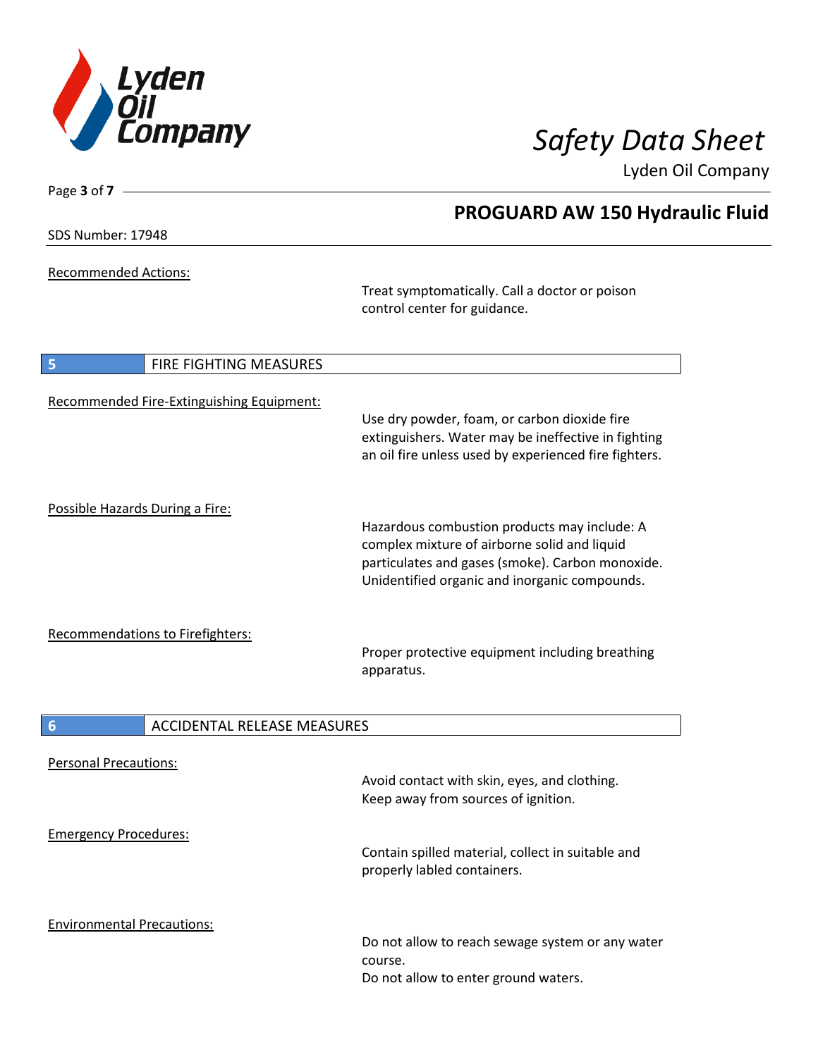Recommended Actions:

Treat symptomatically. Call a doctor or poison control center for guidance.

## 5 FIRE FIGHTING MEASURES

Recommended Fire-Extinguishing Equipment:

Use dry powder, foam, or carbon dioxide fire extinguishers. Water may be ineffective in fighting an oil fire unless used by experienced fire fighters.

Possible Hazards During a Fire:

Hazardous combustion products may include: A complex mixture of airborne solid and liquid particulates and gases (smoke). Carbon monoxide. Unidentified organic and inorganic compounds.

Recommendations to Firefighters:

Proper protective equipment including breathing apparatus.

## 6 ACCIDENTAL RELEASE MEASURES

Personal Precautions:

Avoid contact with skin, eyes, and clothing.
Keep away from sources of ignition.

Emergency Procedures:

Contain spilled material, collect in suitable and properly labled containers.

Environmental Precautions:

Do not allow to reach sewage system or any water course.
Do not allow to enter ground waters.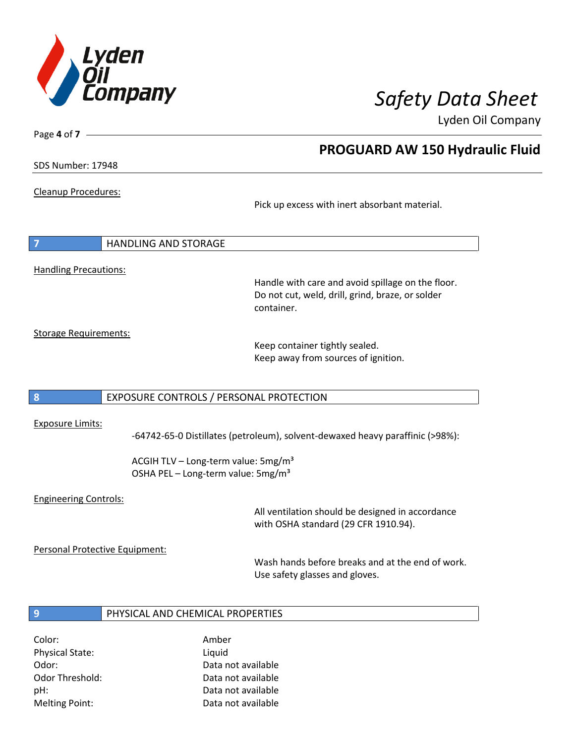## PROGUARD AW 150 Hydraulic Fluid

SDS Number: 17948

Cleanup Procedures:

Pick up excess with inert absorbant material.

## 7 HANDLING AND STORAGE

Handling Precautions:

Handle with care and avoid spillage on the floor. Do not cut, weld, drill, grind, braze, or solder container.

Storage Requirements:

Keep container tightly sealed.
Keep away from sources of ignition.

## 8 EXPOSURE CONTROLS / PERSONAL PROTECTION

Exposure Limits:

-64742-65-0 Distillates (petroleum), solvent-dewaxed heavy paraffinic (>98%):

ACGIH TLV – Long-term value: 5mg/m³
OSHA PEL – Long-term value: 5mg/m³

Engineering Controls:

All ventilation should be designed in accordance with OSHA standard (29 CFR 1910.94).

Personal Protective Equipment:

Wash hands before breaks and at the end of work.
Use safety glasses and gloves.

## 9 PHYSICAL AND CHEMICAL PROPERTIES

| | |
|---|---|
| Color: | Amber |
| Physical State: | Liquid |
| Odor: | Data not available |
| Odor Threshold: | Data not available |
| pH: | Data not available |
| Melting Point: | Data not available |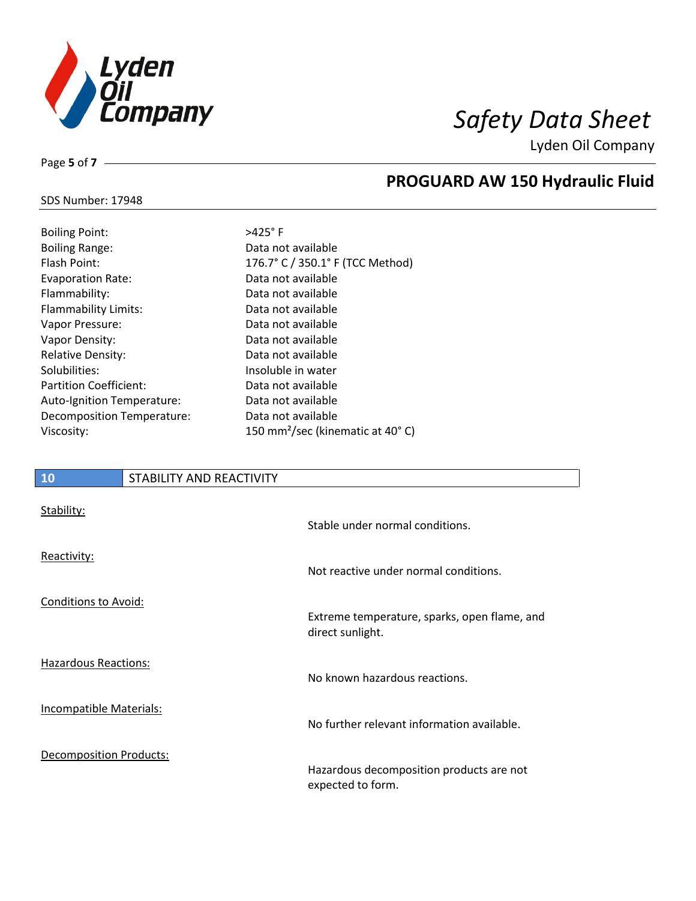| | |
|---|---|
| Boiling Point: | >425° F |
| Boiling Range: | Data not available |
| Flash Point: | 176.7° C / 350.1° F (TCC Method) |
| Evaporation Rate: | Data not available |
| Flammability: | Data not available |
| Flammability Limits: | Data not available |
| Vapor Pressure: | Data not available |
| Vapor Density: | Data not available |
| Relative Density: | Data not available |
| Solubilities: | Insoluble in water |
| Partition Coefficient: | Data not available |
| Auto-Ignition Temperature: | Data not available |
| Decomposition Temperature: | Data not available |
| Viscosity: | 150 $mm^2$/sec (kinematic at 40° C) |

## 10 STABILITY AND REACTIVITY

Stability:

Stable under normal conditions.

Reactivity:

Not reactive under normal conditions.

Conditions to Avoid:

Extreme temperature, sparks, open flame, and direct sunlight.

Hazardous Reactions:

No known hazardous reactions.

Incompatible Materials:

No further relevant information available.

Decomposition Products:

Hazardous decomposition products are not expected to form.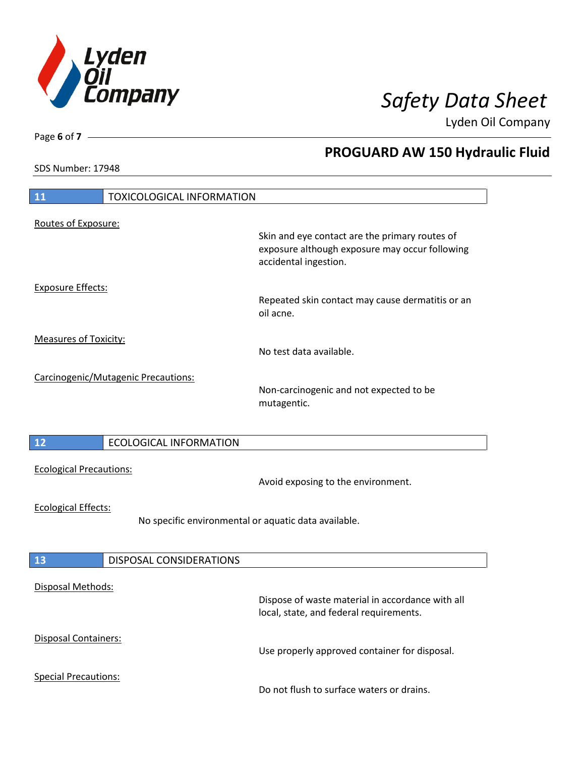## 11 TOXICOLOGICAL INFORMATION

Routes of Exposure:

Skin and eye contact are the primary routes of exposure although exposure may occur following accidental ingestion.

Exposure Effects:

Repeated skin contact may cause dermatitis or an oil acne.

Measures of Toxicity:

No test data available.

Carcinogenic/Mutagenic Precautions:

Non-carcinogenic and not expected to be mutagentic.

## 12 ECOLOGICAL INFORMATION

Ecological Precautions:

Avoid exposing to the environment.

Ecological Effects:

No specific environmental or aquatic data available.

## 13 DISPOSAL CONSIDERATIONS

Disposal Methods:

Dispose of waste material in accordance with all local, state, and federal requirements.

Disposal Containers:

Use properly approved container for disposal.

Special Precautions:

Do not flush to surface waters or drains.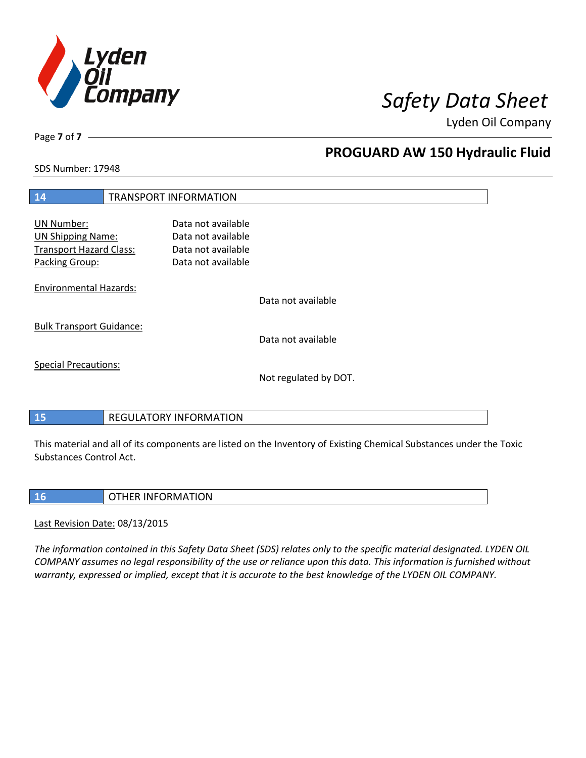## 14 TRANSPORT INFORMATION

UN Number: Data not available
UN Shipping Name: Data not available
Transport Hazard Class: Data not available
Packing Group: Data not available

Environmental Hazards:
Data not available

Bulk Transport Guidance:
Data not available

Special Precautions:
Not regulated by DOT.

## 15 REGULATORY INFORMATION

This material and all of its components are listed on the Inventory of Existing Chemical Substances under the Toxic Substances Control Act.

## 16 OTHER INFORMATION

Last Revision Date: 08/13/2015

*The information contained in this Safety Data Sheet (SDS) relates only to the specific material designated. LYDEN OIL COMPANY assumes no legal responsibility of the use or reliance upon this data. This information is furnished without warranty, expressed or implied, except that it is accurate to the best knowledge of the LYDEN OIL COMPANY.*